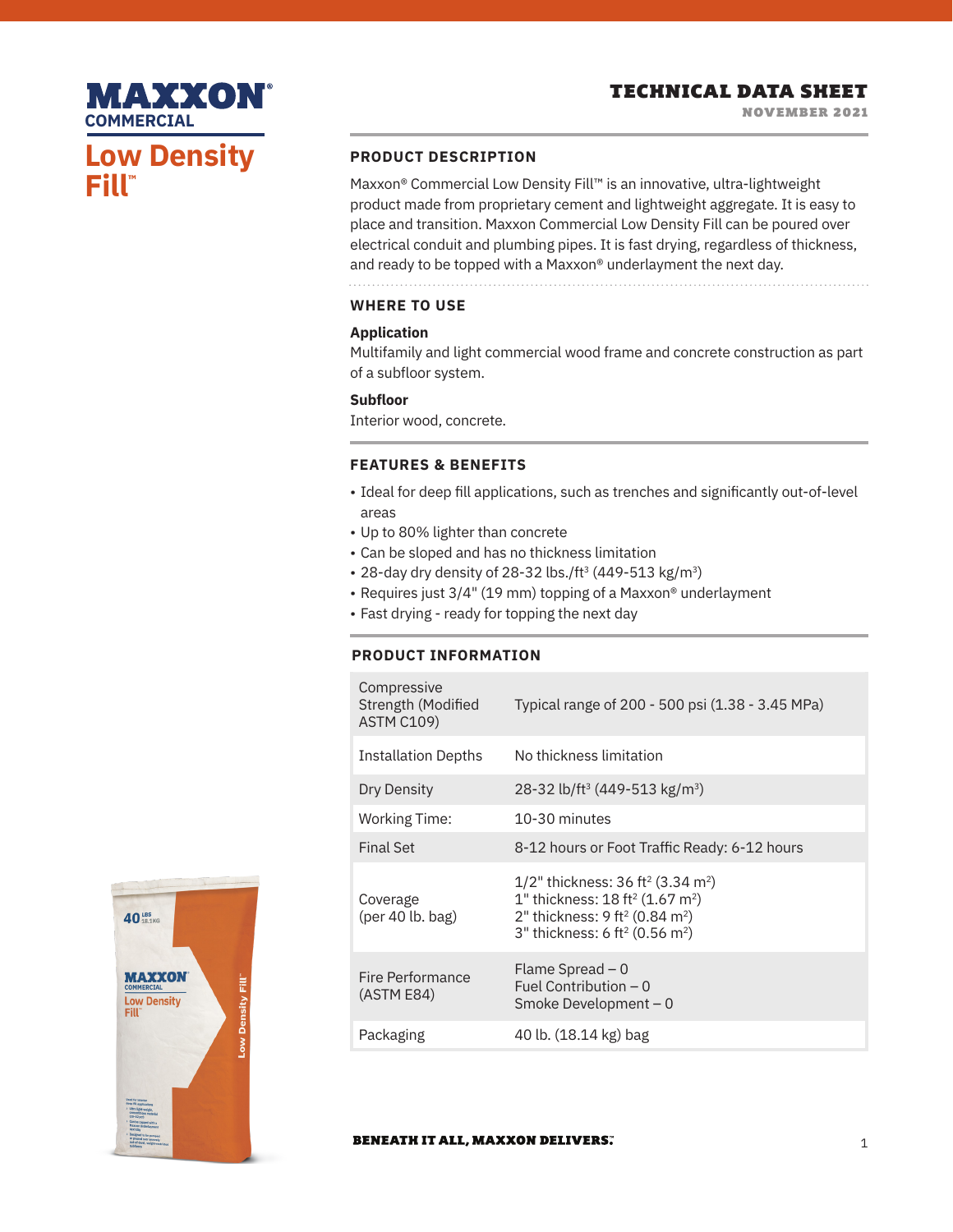# MAXXON® COMMERCIAL

# Low Density Fill™

## TECHNICAL DATA SHEET

NOVEMBER 2021

### PRODUCT DESCRIPTION

Maxxon® Commercial Low Density Fill™ is an innovative, ultra-lightweight product made from proprietary cement and lightweight aggregate. It is easy to place and transition. Maxxon Commercial Low Density Fill can be poured over electrical conduit and plumbing pipes. It is fast drying, regardless of thickness, and ready to be topped with a Maxxon® underlayment the next day.

### WHERE TO USE

**Application**

Multifamily and light commercial wood frame and concrete construction as part of a subfloor system.

**Subfloor**

Interior wood, concrete.

### FEATURES & BENEFITS

- Ideal for deep fill applications, such as trenches and significantly out-of-level areas
- Up to 80% lighter than concrete
- Can be sloped and has no thickness limitation
- 28-day dry density of 28-32 lbs./ft³ (449-513 kg/m³)
- Requires just 3/4" (19 mm) topping of a Maxxon® underlayment
- Fast drying - ready for topping the next day

### PRODUCT INFORMATION

| | |
|---|---|
| Compressive Strength (Modified ASTM C109) | Typical range of 200 - 500 psi (1.38 - 3.45 MPa) |
| Installation Depths | No thickness limitation |
| Dry Density | 28-32 lb/ft³ (449-513 kg/m³) |
| Working Time: | 10-30 minutes |
| Final Set | 8-12 hours or Foot Traffic Ready: 6-12 hours |
| Coverage (per 40 lb. bag) | 1/2" thickness: 36 ft² (3.34 m²)<br>1" thickness: 18 ft² (1.67 m²)<br>2" thickness: 9 ft² (0.84 m²)<br>3" thickness: 6 ft² (0.56 m²) |
| Fire Performance (ASTM E84) | Flame Spread – 0<br>Fuel Contribution – 0<br>Smoke Development – 0 |
| Packaging | 40 lb. (18.14 kg) bag |

BENEATH IT ALL, MAXXON DELIVERS.™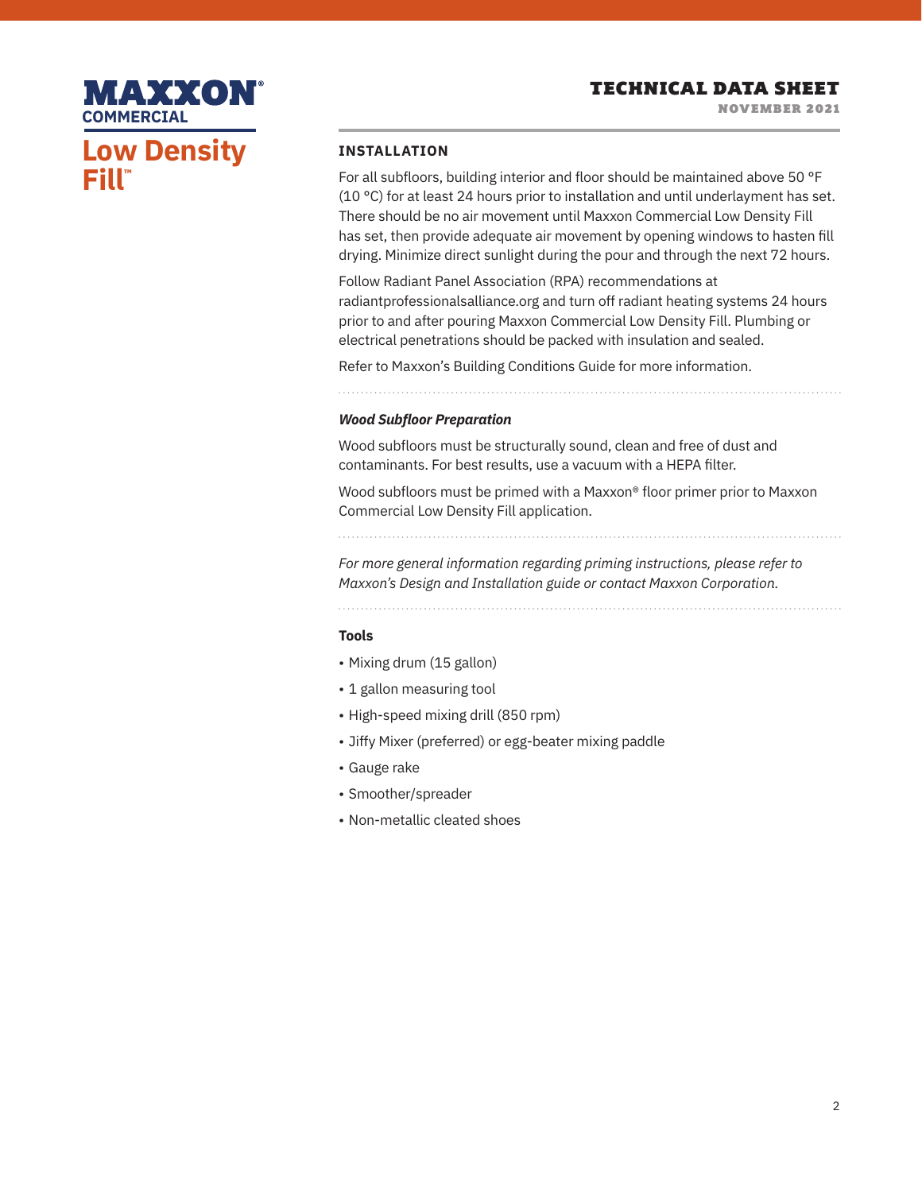## INSTALLATION

For all subfloors, building interior and floor should be maintained above 50 °F (10 °C) for at least 24 hours prior to installation and until underlayment has set. There should be no air movement until Maxxon Commercial Low Density Fill has set, then provide adequate air movement by opening windows to hasten fill drying. Minimize direct sunlight during the pour and through the next 72 hours.

Follow Radiant Panel Association (RPA) recommendations at radiantprofessionalsalliance.org and turn off radiant heating systems 24 hours prior to and after pouring Maxxon Commercial Low Density Fill. Plumbing or electrical penetrations should be packed with insulation and sealed.

Refer to Maxxon's Building Conditions Guide for more information.

### *Wood Subfloor Preparation*

Wood subfloors must be structurally sound, clean and free of dust and contaminants. For best results, use a vacuum with a HEPA filter.

Wood subfloors must be primed with a Maxxon® floor primer prior to Maxxon Commercial Low Density Fill application.

*For more general information regarding priming instructions, please refer to Maxxon's Design and Installation guide or contact Maxxon Corporation.*

### Tools

- Mixing drum (15 gallon)
- 1 gallon measuring tool
- High-speed mixing drill (850 rpm)
- Jiffy Mixer (preferred) or egg-beater mixing paddle
- Gauge rake
- Smoother/spreader
- Non-metallic cleated shoes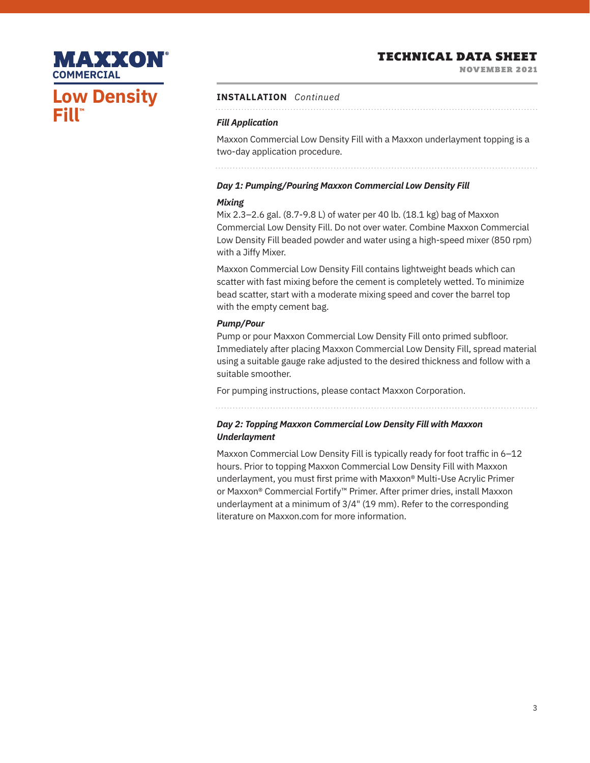## INSTALLATION *Continued*

### *Fill Application*

Maxxon Commercial Low Density Fill with a Maxxon underlayment topping is a two-day application procedure.

### *Day 1: Pumping/Pouring Maxxon Commercial Low Density Fill*

***Mixing***

Mix 2.3–2.6 gal. (8.7-9.8 L) of water per 40 lb. (18.1 kg) bag of Maxxon Commercial Low Density Fill. Do not over water. Combine Maxxon Commercial Low Density Fill beaded powder and water using a high-speed mixer (850 rpm) with a Jiffy Mixer.

Maxxon Commercial Low Density Fill contains lightweight beads which can scatter with fast mixing before the cement is completely wetted. To minimize bead scatter, start with a moderate mixing speed and cover the barrel top with the empty cement bag.

***Pump/Pour***

Pump or pour Maxxon Commercial Low Density Fill onto primed subfloor. Immediately after placing Maxxon Commercial Low Density Fill, spread material using a suitable gauge rake adjusted to the desired thickness and follow with a suitable smoother.

For pumping instructions, please contact Maxxon Corporation.

### *Day 2: Topping Maxxon Commercial Low Density Fill with Maxxon Underlayment*

Maxxon Commercial Low Density Fill is typically ready for foot traffic in 6–12 hours. Prior to topping Maxxon Commercial Low Density Fill with Maxxon underlayment, you must first prime with Maxxon® Multi-Use Acrylic Primer or Maxxon® Commercial Fortify™ Primer. After primer dries, install Maxxon underlayment at a minimum of 3/4" (19 mm). Refer to the corresponding literature on Maxxon.com for more information.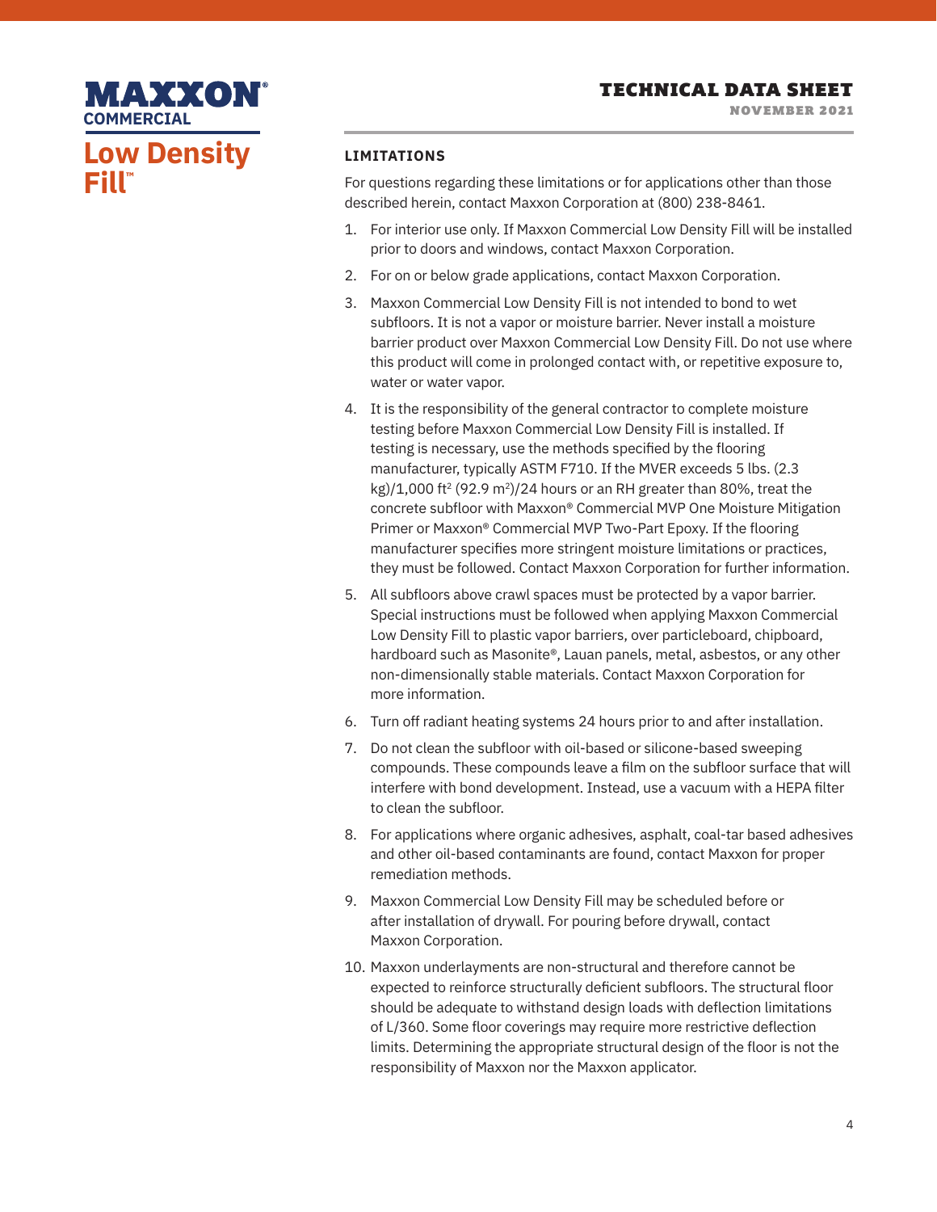## LIMITATIONS

For questions regarding these limitations or for applications other than those described herein, contact Maxxon Corporation at (800) 238-8461.

1. For interior use only. If Maxxon Commercial Low Density Fill will be installed prior to doors and windows, contact Maxxon Corporation.
2. For on or below grade applications, contact Maxxon Corporation.
3. Maxxon Commercial Low Density Fill is not intended to bond to wet subfloors. It is not a vapor or moisture barrier. Never install a moisture barrier product over Maxxon Commercial Low Density Fill. Do not use where this product will come in prolonged contact with, or repetitive exposure to, water or water vapor.
4. It is the responsibility of the general contractor to complete moisture testing before Maxxon Commercial Low Density Fill is installed. If testing is necessary, use the methods specified by the flooring manufacturer, typically ASTM F710. If the MVER exceeds 5 lbs. (2.3 kg)/1,000 ft$^2$ (92.9 m$^2$)/24 hours or an RH greater than 80%, treat the concrete subfloor with Maxxon® Commercial MVP One Moisture Mitigation Primer or Maxxon® Commercial MVP Two-Part Epoxy. If the flooring manufacturer specifies more stringent moisture limitations or practices, they must be followed. Contact Maxxon Corporation for further information.
5. All subfloors above crawl spaces must be protected by a vapor barrier. Special instructions must be followed when applying Maxxon Commercial Low Density Fill to plastic vapor barriers, over particleboard, chipboard, hardboard such as Masonite®, Lauan panels, metal, asbestos, or any other non-dimensionally stable materials. Contact Maxxon Corporation for more information.
6. Turn off radiant heating systems 24 hours prior to and after installation.
7. Do not clean the subfloor with oil-based or silicone-based sweeping compounds. These compounds leave a film on the subfloor surface that will interfere with bond development. Instead, use a vacuum with a HEPA filter to clean the subfloor.
8. For applications where organic adhesives, asphalt, coal-tar based adhesives and other oil-based contaminants are found, contact Maxxon for proper remediation methods.
9. Maxxon Commercial Low Density Fill may be scheduled before or after installation of drywall. For pouring before drywall, contact Maxxon Corporation.
10. Maxxon underlayments are non-structural and therefore cannot be expected to reinforce structurally deficient subfloors. The structural floor should be adequate to withstand design loads with deflection limitations of L/360. Some floor coverings may require more restrictive deflection limits. Determining the appropriate structural design of the floor is not the responsibility of Maxxon nor the Maxxon applicator.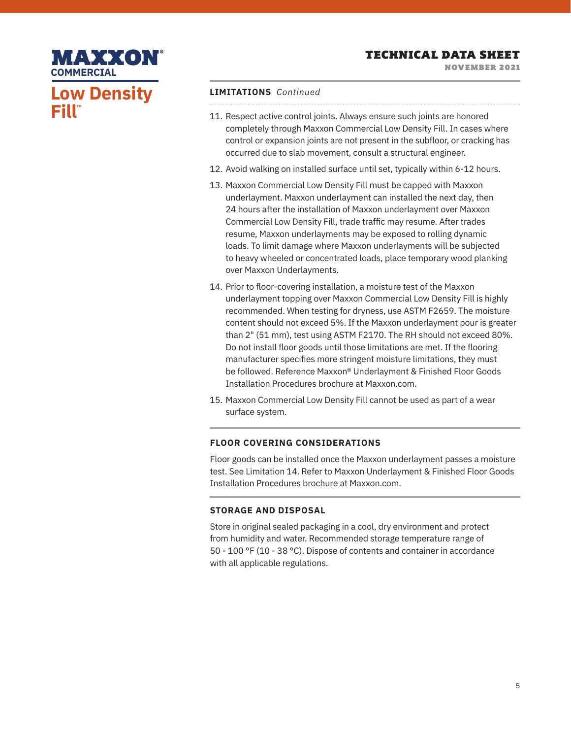## LIMITATIONS *Continued*

11. Respect active control joints. Always ensure such joints are honored completely through Maxxon Commercial Low Density Fill. In cases where control or expansion joints are not present in the subfloor, or cracking has occurred due to slab movement, consult a structural engineer.
12. Avoid walking on installed surface until set, typically within 6-12 hours.
13. Maxxon Commercial Low Density Fill must be capped with Maxxon underlayment. Maxxon underlayment can installed the next day, then 24 hours after the installation of Maxxon underlayment over Maxxon Commercial Low Density Fill, trade traffic may resume. After trades resume, Maxxon underlayments may be exposed to rolling dynamic loads. To limit damage where Maxxon underlayments will be subjected to heavy wheeled or concentrated loads, place temporary wood planking over Maxxon Underlayments.
14. Prior to floor-covering installation, a moisture test of the Maxxon underlayment topping over Maxxon Commercial Low Density Fill is highly recommended. When testing for dryness, use ASTM F2659. The moisture content should not exceed 5%. If the Maxxon underlayment pour is greater than 2" (51 mm), test using ASTM F2170. The RH should not exceed 80%. Do not install floor goods until those limitations are met. If the flooring manufacturer specifies more stringent moisture limitations, they must be followed. Reference Maxxon® Underlayment & Finished Floor Goods Installation Procedures brochure at Maxxon.com.
15. Maxxon Commercial Low Density Fill cannot be used as part of a wear surface system.

## FLOOR COVERING CONSIDERATIONS

Floor goods can be installed once the Maxxon underlayment passes a moisture test. See Limitation 14. Refer to Maxxon Underlayment & Finished Floor Goods Installation Procedures brochure at Maxxon.com.

## STORAGE AND DISPOSAL

Store in original sealed packaging in a cool, dry environment and protect from humidity and water. Recommended storage temperature range of 50 - 100 °F (10 - 38 °C). Dispose of contents and container in accordance with all applicable regulations.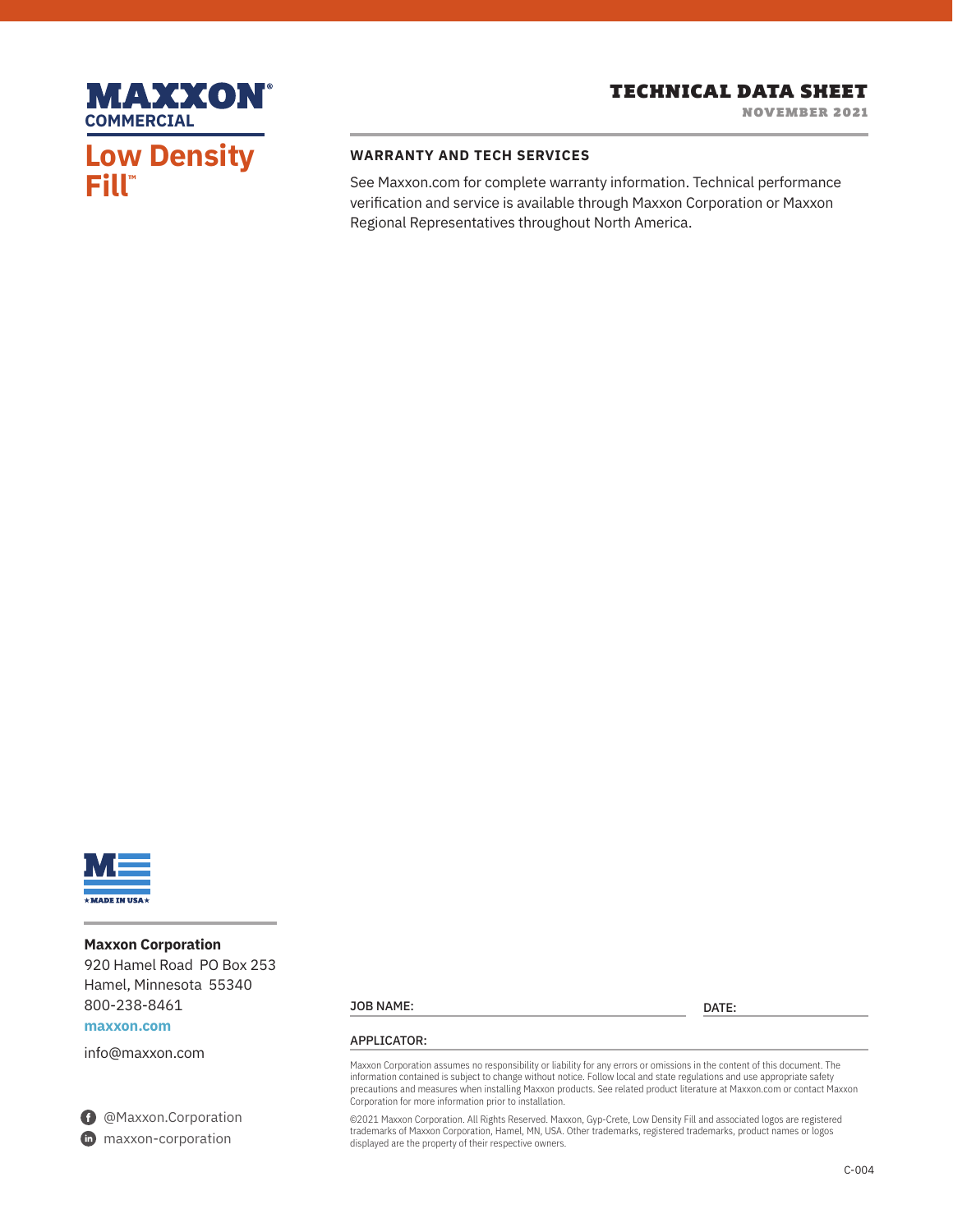MAXXON®
COMMERCIAL

# Low Density Fill™

TECHNICAL DATA SHEET
NOVEMBER 2021

## WARRANTY AND TECH SERVICES

See Maxxon.com for complete warranty information. Technical performance verification and service is available through Maxxon Corporation or Maxxon Regional Representatives throughout North America.

★MADE IN USA★

**Maxxon Corporation**
920 Hamel Road PO Box 253
Hamel, Minnesota 55340
800-238-8461
**maxxon.com**
info@maxxon.com

@Maxxon.Corporation
maxxon-corporation

JOB NAME:  DATE:

APPLICATOR:

Maxxon Corporation assumes no responsibility or liability for any errors or omissions in the content of this document. The information contained is subject to change without notice. Follow local and state regulations and use appropriate safety precautions and measures when installing Maxxon products. See related product literature at Maxxon.com or contact Maxxon Corporation for more information prior to installation.

©2021 Maxxon Corporation. All Rights Reserved. Maxxon, Gyp-Crete, Low Density Fill and associated logos are registered trademarks of Maxxon Corporation, Hamel, MN, USA. Other trademarks, registered trademarks, product names or logos displayed are the property of their respective owners.

C-004